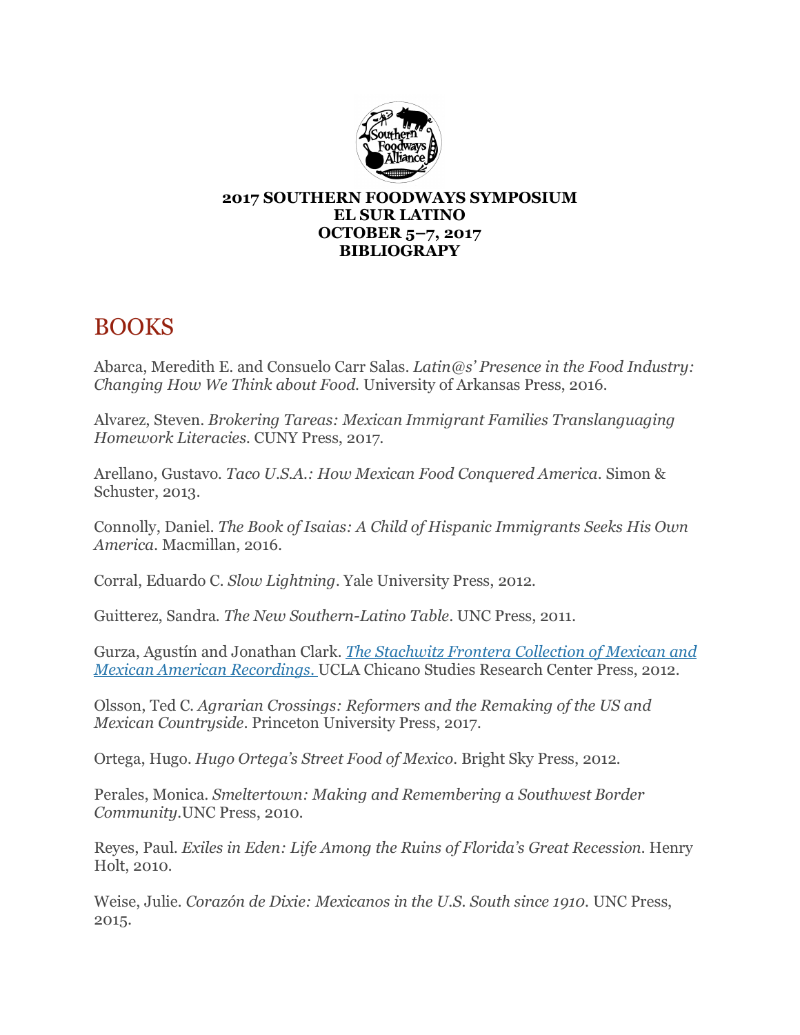**2017 SOUTHERN FOODWAYS SYMPOSIUM**
**EL SUR LATINO**
**OCTOBER 5–7, 2017**
**BIBLIOGRAPY**

# BOOKS

Abarca, Meredith E. and Consuelo Carr Salas. *Latin@s' Presence in the Food Industry: Changing How We Think about Food.* University of Arkansas Press, 2016.

Alvarez, Steven. *Brokering Tareas: Mexican Immigrant Families Translanguaging Homework Literacies.* CUNY Press, 2017.

Arellano, Gustavo. *Taco U.S.A.: How Mexican Food Conquered America*. Simon & Schuster, 2013.

Connolly, Daniel. *The Book of Isaias: A Child of Hispanic Immigrants Seeks His Own America*. Macmillan, 2016.

Corral, Eduardo C. *Slow Lightning*. Yale University Press, 2012.

Guitterez, Sandra. *The New Southern-Latino Table*. UNC Press, 2011.

Gurza, Agustín and Jonathan Clark. *The Stachwitz Frontera Collection of Mexican and Mexican American Recordings.* UCLA Chicano Studies Research Center Press, 2012.

Olsson, Ted C. *Agrarian Crossings: Reformers and the Remaking of the US and Mexican Countryside*. Princeton University Press, 2017.

Ortega, Hugo. *Hugo Ortega's Street Food of Mexico*. Bright Sky Press, 2012.

Perales, Monica. *Smeltertown: Making and Remembering a Southwest Border Community*.UNC Press, 2010.

Reyes, Paul. *Exiles in Eden: Life Among the Ruins of Florida's Great Recession*. Henry Holt, 2010.

Weise, Julie. *Corazón de Dixie: Mexicanos in the U.S. South since 1910*. UNC Press, 2015.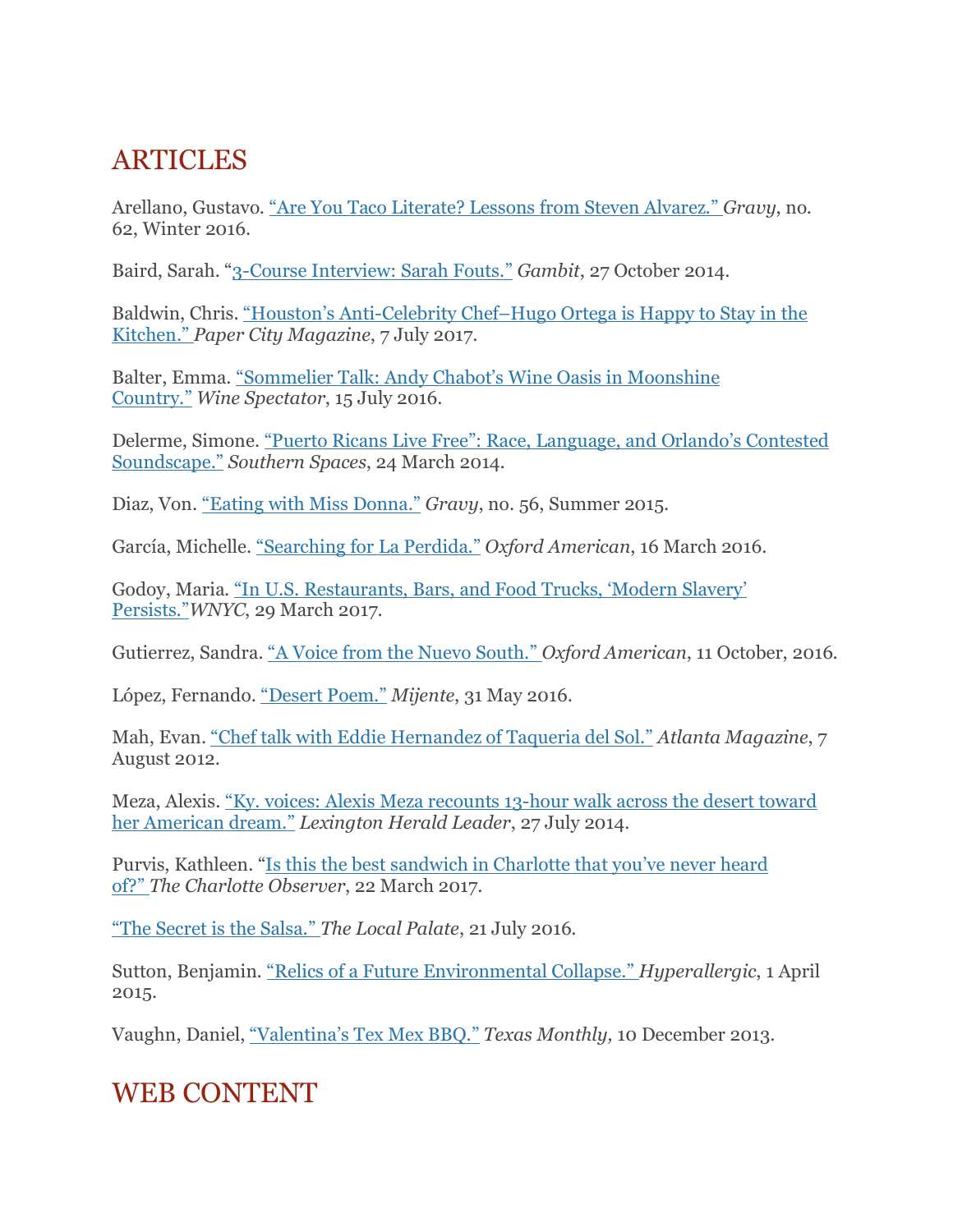## ARTICLES

Arellano, Gustavo. "Are You Taco Literate? Lessons from Steven Alvarez." *Gravy*, no. 62, Winter 2016.

Baird, Sarah. "3-Course Interview: Sarah Fouts." *Gambit*, 27 October 2014.

Baldwin, Chris. "Houston's Anti-Celebrity Chef–Hugo Ortega is Happy to Stay in the Kitchen." *Paper City Magazine*, 7 July 2017.

Balter, Emma. "Sommelier Talk: Andy Chabot's Wine Oasis in Moonshine Country." *Wine Spectator*, 15 July 2016.

Delerme, Simone. "Puerto Ricans Live Free": Race, Language, and Orlando's Contested Soundscape." *Southern Spaces*, 24 March 2014.

Diaz, Von. "Eating with Miss Donna." *Gravy*, no. 56, Summer 2015.

García, Michelle. "Searching for La Perdida." *Oxford American*, 16 March 2016.

Godoy, Maria. "In U.S. Restaurants, Bars, and Food Trucks, 'Modern Slavery' Persists."*WNYC*, 29 March 2017.

Gutierrez, Sandra. "A Voice from the Nuevo South." *Oxford American*, 11 October, 2016.

López, Fernando. "Desert Poem." *Mijente*, 31 May 2016.

Mah, Evan. "Chef talk with Eddie Hernandez of Taqueria del Sol." *Atlanta Magazine*, 7 August 2012.

Meza, Alexis. "Ky. voices: Alexis Meza recounts 13-hour walk across the desert toward her American dream." *Lexington Herald Leader*, 27 July 2014.

Purvis, Kathleen. "Is this the best sandwich in Charlotte that you've never heard of?" *The Charlotte Observer*, 22 March 2017.

"The Secret is the Salsa." *The Local Palate*, 21 July 2016.

Sutton, Benjamin. "Relics of a Future Environmental Collapse." *Hyperallergic*, 1 April 2015.

Vaughn, Daniel, "Valentina's Tex Mex BBQ." *Texas Monthly,* 10 December 2013.

## WEB CONTENT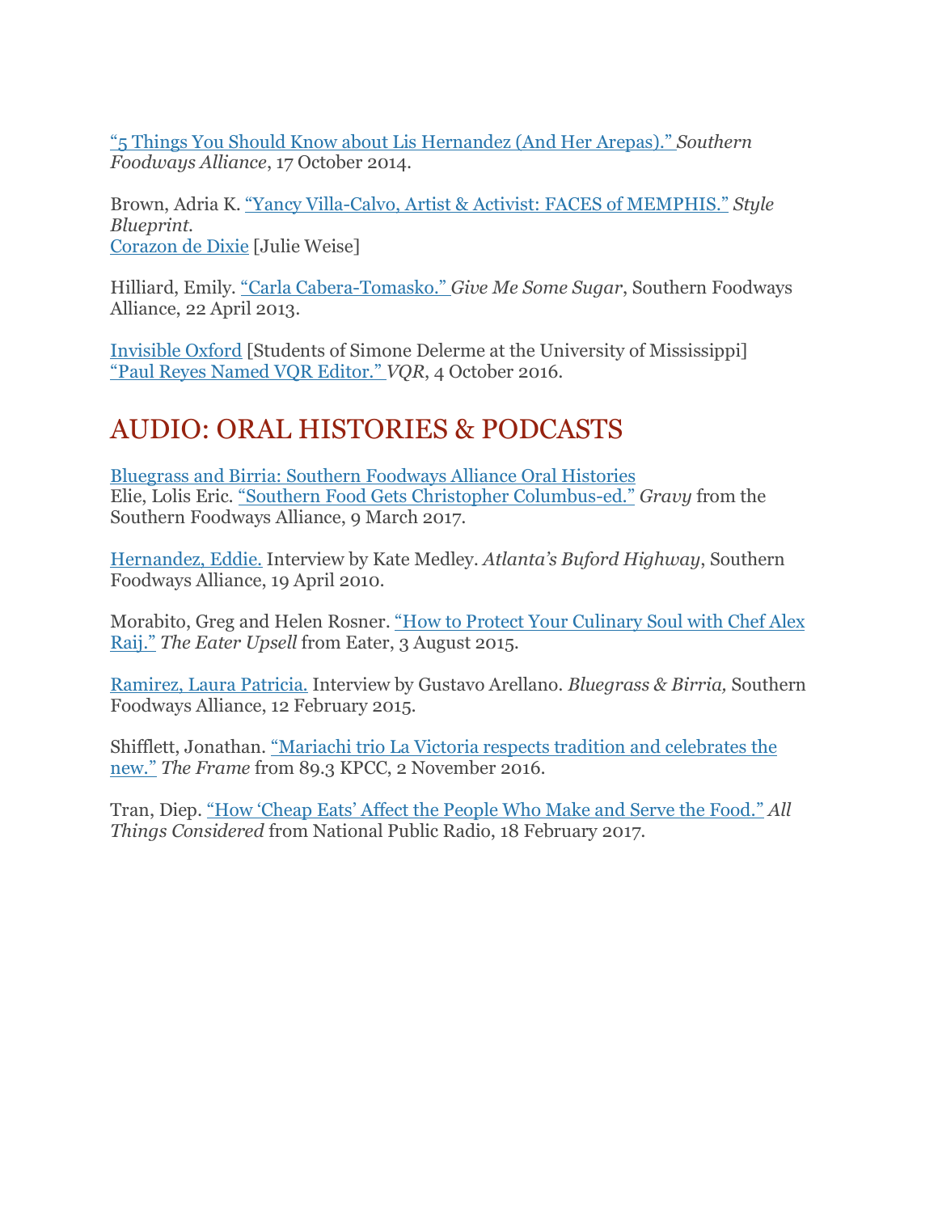"5 Things You Should Know about Lis Hernandez (And Her Arepas)." *Southern Foodways Alliance*, 17 October 2014.

Brown, Adria K. "Yancy Villa-Calvo, Artist & Activist: FACES of MEMPHIS." *Style Blueprint*.
Corazon de Dixie [Julie Weise]

Hilliard, Emily. "Carla Cabera-Tomasko." *Give Me Some Sugar*, Southern Foodways Alliance, 22 April 2013.

Invisible Oxford [Students of Simone Delerme at the University of Mississippi]
"Paul Reyes Named VQR Editor." *VQR*, 4 October 2016.

## AUDIO: ORAL HISTORIES & PODCASTS

Bluegrass and Birria: Southern Foodways Alliance Oral Histories
Elie, Lolis Eric. "Southern Food Gets Christopher Columbus-ed." *Gravy* from the Southern Foodways Alliance, 9 March 2017.

Hernandez, Eddie. Interview by Kate Medley. *Atlanta's Buford Highway*, Southern Foodways Alliance, 19 April 2010.

Morabito, Greg and Helen Rosner. "How to Protect Your Culinary Soul with Chef Alex Raij." *The Eater Upsell* from Eater, 3 August 2015.

Ramirez, Laura Patricia. Interview by Gustavo Arellano. *Bluegrass & Birria,* Southern Foodways Alliance, 12 February 2015.

Shifflett, Jonathan. "Mariachi trio La Victoria respects tradition and celebrates the new." *The Frame* from 89.3 KPCC, 2 November 2016.

Tran, Diep. "How 'Cheap Eats' Affect the People Who Make and Serve the Food." *All Things Considered* from National Public Radio, 18 February 2017.